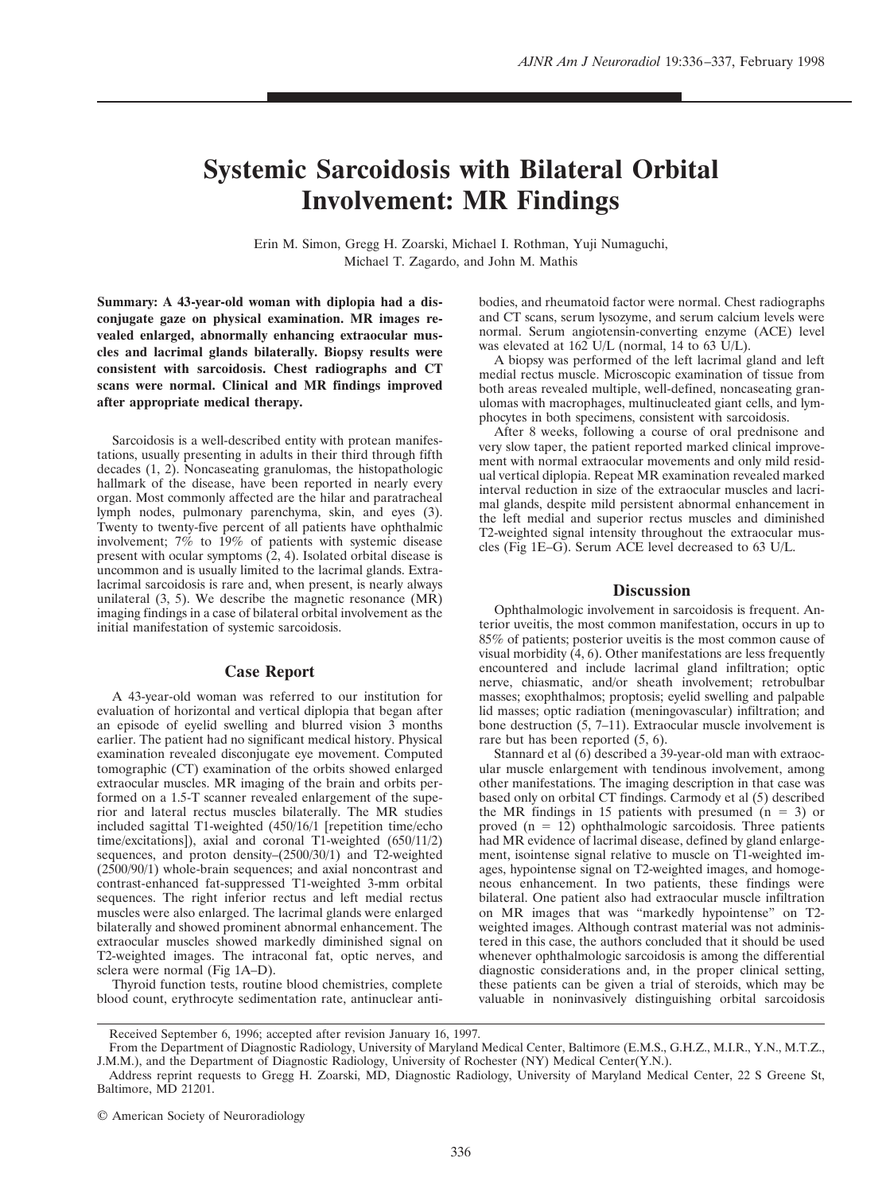# Systemic Sarcoidosis with Bilateral Orbital Involvement: MR Findings

Erin M. Simon, Gregg H. Zoarski, Michael I. Rothman, Yuji Numaguchi, Michael T. Zagardo, and John M. Mathis

**Summary: A 43-year-old woman with diplopia had a disconjugate gaze on physical examination. MR images revealed enlarged, abnormally enhancing extraocular muscles and lacrimal glands bilaterally. Biopsy results were consistent with sarcoidosis. Chest radiographs and CT scans were normal. Clinical and MR findings improved after appropriate medical therapy.**

Sarcoidosis is a well-described entity with protean manifestations, usually presenting in adults in their third through fifth decades (1, 2). Noncaseating granulomas, the histopathologic hallmark of the disease, have been reported in nearly every organ. Most commonly affected are the hilar and paratracheal lymph nodes, pulmonary parenchyma, skin, and eyes (3). Twenty to twenty-five percent of all patients have ophthalmic involvement; 7% to 19% of patients with systemic disease present with ocular symptoms (2, 4). Isolated orbital disease is uncommon and is usually limited to the lacrimal glands. Extralacrimal sarcoidosis is rare and, when present, is nearly always unilateral (3, 5). We describe the magnetic resonance (MR) imaging findings in a case of bilateral orbital involvement as the initial manifestation of systemic sarcoidosis.

## Case Report

A 43-year-old woman was referred to our institution for evaluation of horizontal and vertical diplopia that began after an episode of eyelid swelling and blurred vision 3 months earlier. The patient had no significant medical history. Physical examination revealed disconjugate eye movement. Computed tomographic (CT) examination of the orbits showed enlarged extraocular muscles. MR imaging of the brain and orbits performed on a 1.5-T scanner revealed enlargement of the superior and lateral rectus muscles bilaterally. The MR studies included sagittal T1-weighted (450/16/1 [repetition time/echo time/excitations]), axial and coronal T1-weighted (650/11/2) sequences, and proton density–(2500/30/1) and T2-weighted (2500/90/1) whole-brain sequences; and axial noncontrast and contrast-enhanced fat-suppressed T1-weighted 3-mm orbital sequences. The right inferior rectus and left medial rectus muscles were also enlarged. The lacrimal glands were enlarged bilaterally and showed prominent abnormal enhancement. The extraocular muscles showed markedly diminished signal on T2-weighted images. The intraconal fat, optic nerves, and sclera were normal (Fig 1A–D).

Thyroid function tests, routine blood chemistries, complete blood count, erythrocyte sedimentation rate, antinuclear antibodies, and rheumatoid factor were normal. Chest radiographs and CT scans, serum lysozyme, and serum calcium levels were normal. Serum angiotensin-converting enzyme (ACE) level was elevated at 162 U/L (normal, 14 to 63 U/L).

A biopsy was performed of the left lacrimal gland and left medial rectus muscle. Microscopic examination of tissue from both areas revealed multiple, well-defined, noncaseating granulomas with macrophages, multinucleated giant cells, and lymphocytes in both specimens, consistent with sarcoidosis.

After 8 weeks, following a course of oral prednisone and very slow taper, the patient reported marked clinical improvement with normal extraocular movements and only mild residual vertical diplopia. Repeat MR examination revealed marked interval reduction in size of the extraocular muscles and lacrimal glands, despite mild persistent abnormal enhancement in the left medial and superior rectus muscles and diminished T2-weighted signal intensity throughout the extraocular muscles (Fig 1E–G). Serum ACE level decreased to 63 U/L.

## Discussion

Ophthalmologic involvement in sarcoidosis is frequent. Anterior uveitis, the most common manifestation, occurs in up to 85% of patients; posterior uveitis is the most common cause of visual morbidity (4, 6). Other manifestations are less frequently encountered and include lacrimal gland infiltration; optic nerve, chiasmatic, and/or sheath involvement; retrobulbar masses; exophthalmos; proptosis; eyelid swelling and palpable lid masses; optic radiation (meningovascular) infiltration; and bone destruction (5, 7–11). Extraocular muscle involvement is rare but has been reported (5, 6).

Stannard et al (6) described a 39-year-old man with extraocular muscle enlargement with tendinous involvement, among other manifestations. The imaging description in that case was based only on orbital CT findings. Carmody et al (5) described the MR findings in 15 patients with presumed (n = 3) or proved (n = 12) ophthalmologic sarcoidosis. Three patients had MR evidence of lacrimal disease, defined by gland enlargement, isointense signal relative to muscle on T1-weighted images, hypointense signal on T2-weighted images, and homogeneous enhancement. In two patients, these findings were bilateral. One patient also had extraocular muscle infiltration on MR images that was "markedly hypointense" on T2-weighted images. Although contrast material was not administered in this case, the authors concluded that it should be used whenever ophthalmologic sarcoidosis is among the differential diagnostic considerations and, in the proper clinical setting, these patients can be given a trial of steroids, which may be valuable in noninvasively distinguishing orbital sarcoidosis

Received September 6, 1996; accepted after revision January 16, 1997.

From the Department of Diagnostic Radiology, University of Maryland Medical Center, Baltimore (E.M.S., G.H.Z., M.I.R., Y.N., M.T.Z., J.M.M.), and the Department of Diagnostic Radiology, University of Rochester (NY) Medical Center(Y.N.).

Address reprint requests to Gregg H. Zoarski, MD, Diagnostic Radiology, University of Maryland Medical Center, 22 S Greene St, Baltimore, MD 21201.

© American Society of Neuroradiology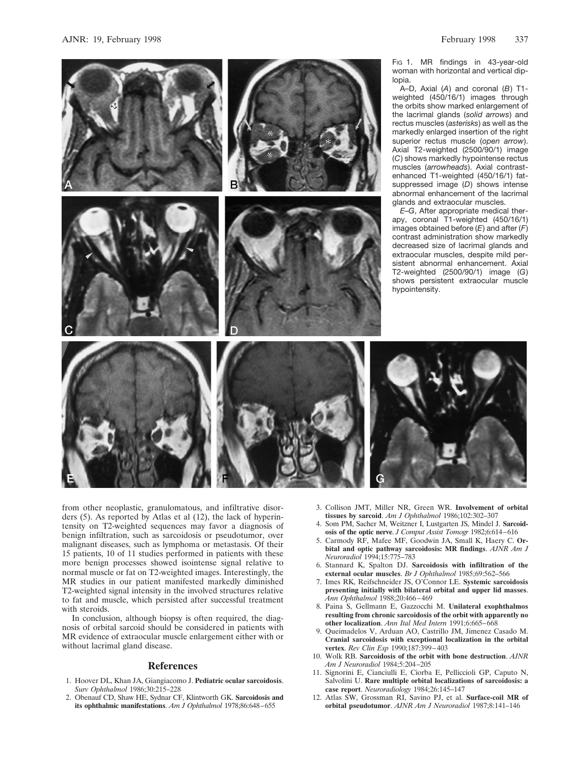Fig 1. MR findings in 43-year-old woman with horizontal and vertical diplopia.

A–D, Axial (*A*) and coronal (*B*) T1-weighted (450/16/1) images through the orbits show marked enlargement of the lacrimal glands (*solid arrows*) and rectus muscles (*asterisks*) as well as the markedly enlarged insertion of the right superior rectus muscle (*open arrow*). Axial T2-weighted (2500/90/1) image (*C*) shows markedly hypointense rectus muscles (*arrowheads*). Axial contrast-enhanced T1-weighted (450/16/1) fat-suppressed image (*D*) shows intense abnormal enhancement of the lacrimal glands and extraocular muscles.

*E–G*, After appropriate medical therapy, coronal T1-weighted (450/16/1) images obtained before (*E*) and after (*F*) contrast administration show markedly decreased size of lacrimal glands and extraocular muscles, despite mild persistent abnormal enhancement. Axial T2-weighted (2500/90/1) image (*G*) shows persistent extraocular muscle hypointensity.

from other neoplastic, granulomatous, and infiltrative disorders (5). As reported by Atlas et al (12), the lack of hyperintensity on T2-weighted sequences may favor a diagnosis of benign infiltration, such as sarcoidosis or pseudotumor, over malignant diseases, such as lymphoma or metastasis. Of their 15 patients, 10 of 11 studies performed in patients with these more benign processes showed isointense signal relative to normal muscle or fat on T2-weighted images. Interestingly, the MR studies in our patient manifested markedly diminished T2-weighted signal intensity in the involved structures relative to fat and muscle, which persisted after successful treatment with steroids.

In conclusion, although biopsy is often required, the diagnosis of orbital sarcoid should be considered in patients with MR evidence of extraocular muscle enlargement either with or without lacrimal gland disease.

## References

1. Hoover DL, Khan JA, Giangiacomo J. **Pediatric ocular sarcoidosis**. *Surv Ophthalmol* 1986;30:215–228
2. Obenauf CD, Shaw HE, Sydnar CF, Klintworth GK. **Sarcoidosis and its ophthalmic manifestations**. *Am J Ophthalmol* 1978;86:648–655
3. Collison JMT, Miller NR, Green WR. **Involvement of orbital tissues by sarcoid**. *Am J Ophthalmol* 1986;102:302–307
4. Som PM, Sacher M, Weitzner I, Lustgarten JS, Mindel J. **Sarcoidosis of the optic nerve**. *J Comput Assist Tomogr* 1982;6:614–616
5. Carmody RF, Mafee MF, Goodwin JA, Small K, Haery C. **Orbital and optic pathway sarcoidosis: MR findings**. *AJNR Am J Neuroradiol* 1994;15:775–783
6. Stannard K, Spalton DJ. **Sarcoidosis with infiltration of the external ocular muscles**. *Br J Ophthalmol* 1985;69:562–566
7. Imes RK, Reifschneider JS, O'Connor LE. **Systemic sarcoidosis presenting initially with bilateral orbital and upper lid masses**. *Ann Ophthalmol* 1988;20:466–469
8. Paina S, Gellmann E, Gazzocchi M. **Unilateral exophthalmos resulting from chronic sarcoidosis of the orbit with apparently no other localization**. *Ann Ital Med Intern* 1991;6:665–668
9. Queimadelos V, Arduan AO, Castrillo JM, Jimenez Casado M. **Cranial sarcoidosis with exceptional localization in the orbital vertex**. *Rev Clin Esp* 1990;187:399–403
10. Wolk RB. **Sarcoidosis of the orbit with bone destruction**. *AJNR Am J Neuroradiol* 1984;5:204–205
11. Signorini E, Cianciulli E, Ciorba E, Pellicciolі GP, Caputo N, Salvolini U. **Rare multiple orbital localizations of sarcoidosis: a case report**. *Neuroradiology* 1984;26:145–147
12. Atlas SW, Grossman RI, Savino PJ, et al. **Surface-coil MR of orbital pseudotumor**. *AJNR Am J Neuroradiol* 1987;8:141–146